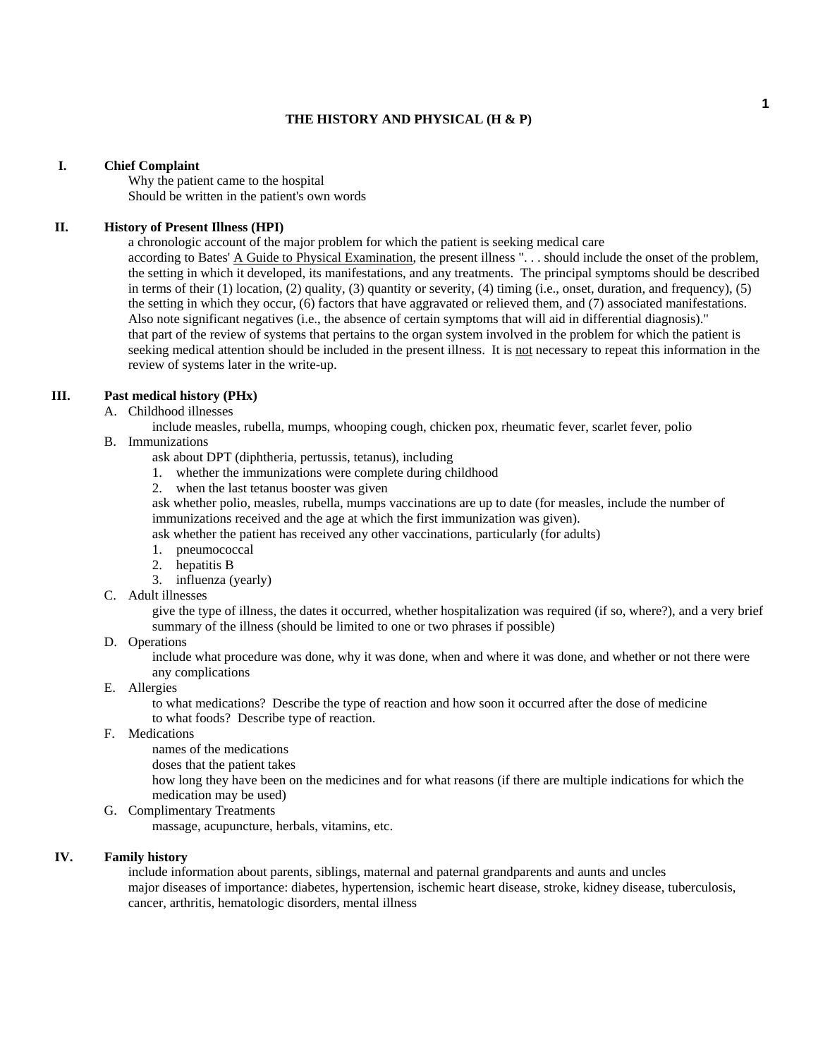# THE HISTORY AND PHYSICAL (H & P)

## I. Chief Complaint

Why the patient came to the hospital
Should be written in the patient's own words

## II. History of Present Illness (HPI)

a chronologic account of the major problem for which the patient is seeking medical care

according to Bates' <u>A Guide to Physical Examination</u>, the present illness ". . . should include the onset of the problem, the setting in which it developed, its manifestations, and any treatments. The principal symptoms should be described in terms of their (1) location, (2) quality, (3) quantity or severity, (4) timing (i.e., onset, duration, and frequency), (5) the setting in which they occur, (6) factors that have aggravated or relieved them, and (7) associated manifestations. Also note significant negatives (i.e., the absence of certain symptoms that will aid in differential diagnosis)."

that part of the review of systems that pertains to the organ system involved in the problem for which the patient is seeking medical attention should be included in the present illness. It is <u>not</u> necessary to repeat this information in the review of systems later in the write-up.

## III. Past medical history (PHx)

A. Childhood illnesses

include measles, rubella, mumps, whooping cough, chicken pox, rheumatic fever, scarlet fever, polio

B. Immunizations

ask about DPT (diphtheria, pertussis, tetanus), including

1. whether the immunizations were complete during childhood
2. when the last tetanus booster was given

ask whether polio, measles, rubella, mumps vaccinations are up to date (for measles, include the number of immunizations received and the age at which the first immunization was given).

ask whether the patient has received any other vaccinations, particularly (for adults)

1. pneumococcal
2. hepatitis B
3. influenza (yearly)

C. Adult illnesses

give the type of illness, the dates it occurred, whether hospitalization was required (if so, where?), and a very brief summary of the illness (should be limited to one or two phrases if possible)

D. Operations

include what procedure was done, why it was done, when and where it was done, and whether or not there were any complications

E. Allergies

to what medications? Describe the type of reaction and how soon it occurred after the dose of medicine
to what foods? Describe type of reaction.

F. Medications

names of the medications
doses that the patient takes
how long they have been on the medicines and for what reasons (if there are multiple indications for which the medication may be used)

G. Complimentary Treatments

massage, acupuncture, herbals, vitamins, etc.

## IV. Family history

include information about parents, siblings, maternal and paternal grandparents and aunts and uncles

major diseases of importance: diabetes, hypertension, ischemic heart disease, stroke, kidney disease, tuberculosis, cancer, arthritis, hematologic disorders, mental illness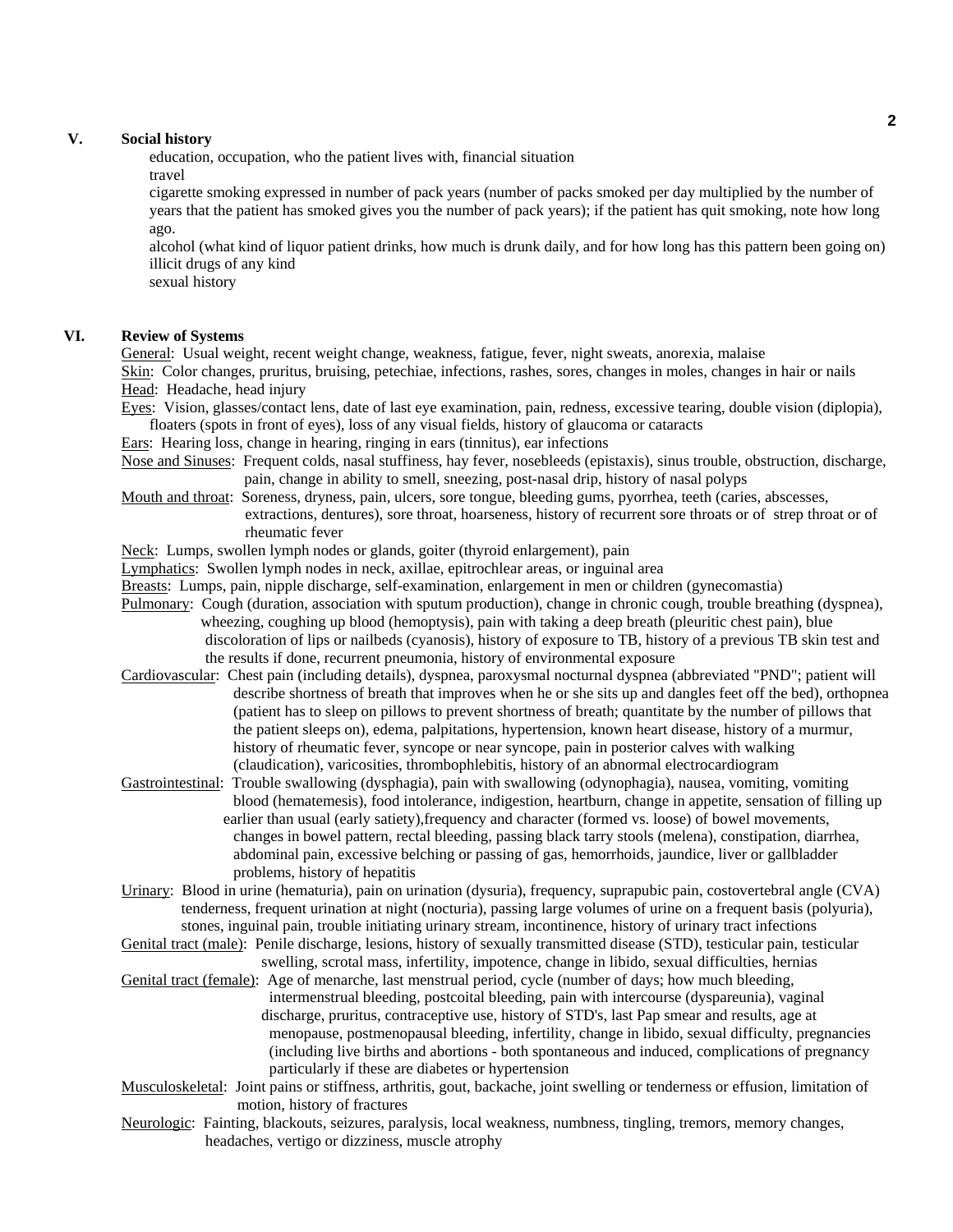## V. Social history

education, occupation, who the patient lives with, financial situation
travel
cigarette smoking expressed in number of pack years (number of packs smoked per day multiplied by the number of years that the patient has smoked gives you the number of pack years); if the patient has quit smoking, note how long ago.
alcohol (what kind of liquor patient drinks, how much is drunk daily, and for how long has this pattern been going on)
illicit drugs of any kind
sexual history

## VI. Review of Systems

General: Usual weight, recent weight change, weakness, fatigue, fever, night sweats, anorexia, malaise

Skin: Color changes, pruritus, bruising, petechiae, infections, rashes, sores, changes in moles, changes in hair or nails

Head: Headache, head injury

Eyes: Vision, glasses/contact lens, date of last eye examination, pain, redness, excessive tearing, double vision (diplopia), floaters (spots in front of eyes), loss of any visual fields, history of glaucoma or cataracts

Ears: Hearing loss, change in hearing, ringing in ears (tinnitus), ear infections

Nose and Sinuses: Frequent colds, nasal stuffiness, hay fever, nosebleeds (epistaxis), sinus trouble, obstruction, discharge, pain, change in ability to smell, sneezing, post-nasal drip, history of nasal polyps

Mouth and throat: Soreness, dryness, pain, ulcers, sore tongue, bleeding gums, pyorrhea, teeth (caries, abscesses, extractions, dentures), sore throat, hoarseness, history of recurrent sore throats or of strep throat or of rheumatic fever

Neck: Lumps, swollen lymph nodes or glands, goiter (thyroid enlargement), pain

Lymphatics: Swollen lymph nodes in neck, axillae, epitrochlear areas, or inguinal area

Breasts: Lumps, pain, nipple discharge, self-examination, enlargement in men or children (gynecomastia)

Pulmonary: Cough (duration, association with sputum production), change in chronic cough, trouble breathing (dyspnea), wheezing, coughing up blood (hemoptysis), pain with taking a deep breath (pleuritic chest pain), blue discoloration of lips or nailbeds (cyanosis), history of exposure to TB, history of a previous TB skin test and the results if done, recurrent pneumonia, history of environmental exposure

Cardiovascular: Chest pain (including details), dyspnea, paroxysmal nocturnal dyspnea (abbreviated "PND"; patient will describe shortness of breath that improves when he or she sits up and dangles feet off the bed), orthopnea (patient has to sleep on pillows to prevent shortness of breath; quantitate by the number of pillows that the patient sleeps on), edema, palpitations, hypertension, known heart disease, history of a murmur, history of rheumatic fever, syncope or near syncope, pain in posterior calves with walking (claudication), varicosities, thrombophlebitis, history of an abnormal electrocardiogram

Gastrointestinal: Trouble swallowing (dysphagia), pain with swallowing (odynophagia), nausea, vomiting, vomiting blood (hematemesis), food intolerance, indigestion, heartburn, change in appetite, sensation of filling up earlier than usual (early satiety),frequency and character (formed vs. loose) of bowel movements, changes in bowel pattern, rectal bleeding, passing black tarry stools (melena), constipation, diarrhea, abdominal pain, excessive belching or passing of gas, hemorrhoids, jaundice, liver or gallbladder problems, history of hepatitis

Urinary: Blood in urine (hematuria), pain on urination (dysuria), frequency, suprapubic pain, costovertebral angle (CVA) tenderness, frequent urination at night (nocturia), passing large volumes of urine on a frequent basis (polyuria), stones, inguinal pain, trouble initiating urinary stream, incontinence, history of urinary tract infections

Genital tract (male): Penile discharge, lesions, history of sexually transmitted disease (STD), testicular pain, testicular swelling, scrotal mass, infertility, impotence, change in libido, sexual difficulties, hernias

Genital tract (female): Age of menarche, last menstrual period, cycle (number of days; how much bleeding, intermenstrual bleeding, postcoital bleeding, pain with intercourse (dyspareunia), vaginal discharge, pruritus, contraceptive use, history of STD's, last Pap smear and results, age at menopause, postmenopausal bleeding, infertility, change in libido, sexual difficulty, pregnancies (including live births and abortions - both spontaneous and induced, complications of pregnancy particularly if these are diabetes or hypertension

Musculoskeletal: Joint pains or stiffness, arthritis, gout, backache, joint swelling or tenderness or effusion, limitation of motion, history of fractures

Neurologic: Fainting, blackouts, seizures, paralysis, local weakness, numbness, tingling, tremors, memory changes, headaches, vertigo or dizziness, muscle atrophy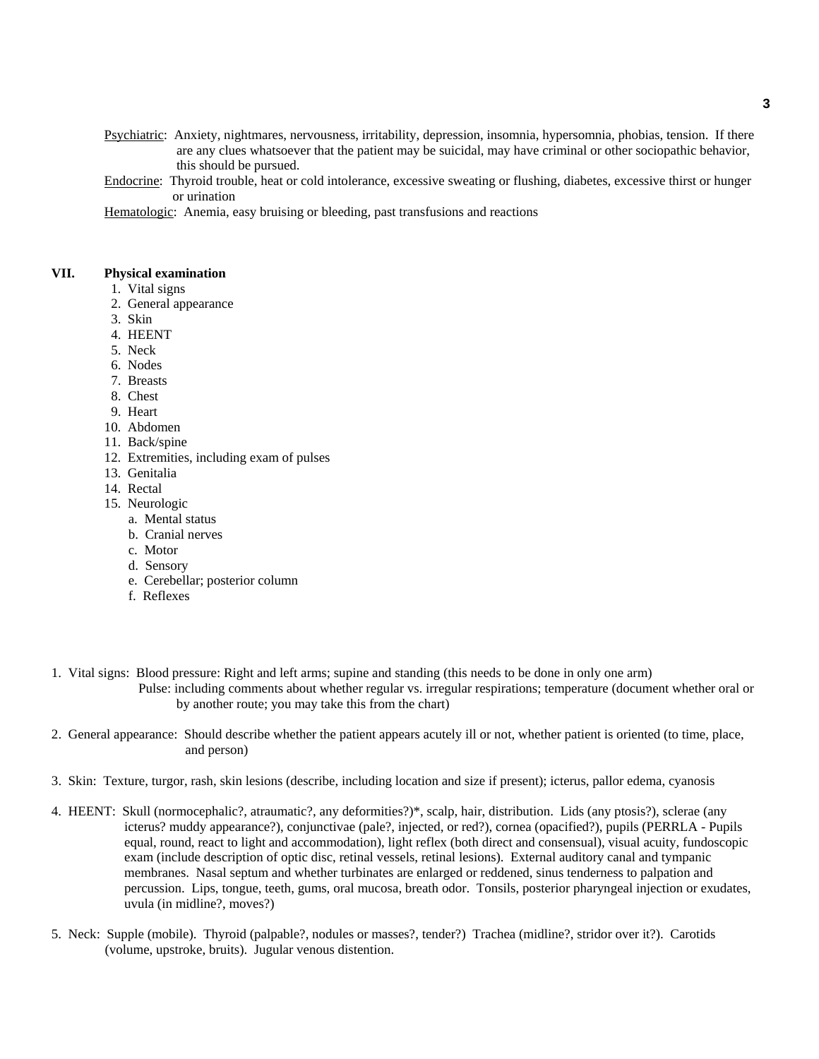<u>Psychiatric</u>: Anxiety, nightmares, nervousness, irritability, depression, insomnia, hypersomnia, phobias, tension. If there are any clues whatsoever that the patient may be suicidal, may have criminal or other sociopathic behavior, this should be pursued.

<u>Endocrine</u>: Thyroid trouble, heat or cold intolerance, excessive sweating or flushing, diabetes, excessive thirst or hunger or urination

<u>Hematologic</u>: Anemia, easy bruising or bleeding, past transfusions and reactions

## VII. Physical examination

1. Vital signs
2. General appearance
3. Skin
4. HEENT
5. Neck
6. Nodes
7. Breasts
8. Chest
9. Heart
10. Abdomen
11. Back/spine
12. Extremities, including exam of pulses
13. Genitalia
14. Rectal
15. Neurologic
    a. Mental status
    b. Cranial nerves
    c. Motor
    d. Sensory
    e. Cerebellar; posterior column
    f. Reflexes

1. Vital signs: Blood pressure: Right and left arms; supine and standing (this needs to be done in only one arm)
   Pulse: including comments about whether regular vs. irregular respirations; temperature (document whether oral or by another route; you may take this from the chart)

2. General appearance: Should describe whether the patient appears acutely ill or not, whether patient is oriented (to time, place, and person)

3. Skin: Texture, turgor, rash, skin lesions (describe, including location and size if present); icterus, pallor edema, cyanosis

4. HEENT: Skull (normocephalic?, atraumatic?, any deformities?)*, scalp, hair, distribution. Lids (any ptosis?), sclerae (any icterus? muddy appearance?), conjunctivae (pale?, injected, or red?), cornea (opacified?), pupils (PERRLA - Pupils equal, round, react to light and accommodation), light reflex (both direct and consensual), visual acuity, fundoscopic exam (include description of optic disc, retinal vessels, retinal lesions). External auditory canal and tympanic membranes. Nasal septum and whether turbinates are enlarged or reddened, sinus tenderness to palpation and percussion. Lips, tongue, teeth, gums, oral mucosa, breath odor. Tonsils, posterior pharyngeal injection or exudates, uvula (in midline?, moves?)

5. Neck: Supple (mobile). Thyroid (palpable?, nodules or masses?, tender?) Trachea (midline?, stridor over it?). Carotids (volume, upstroke, bruits). Jugular venous distention.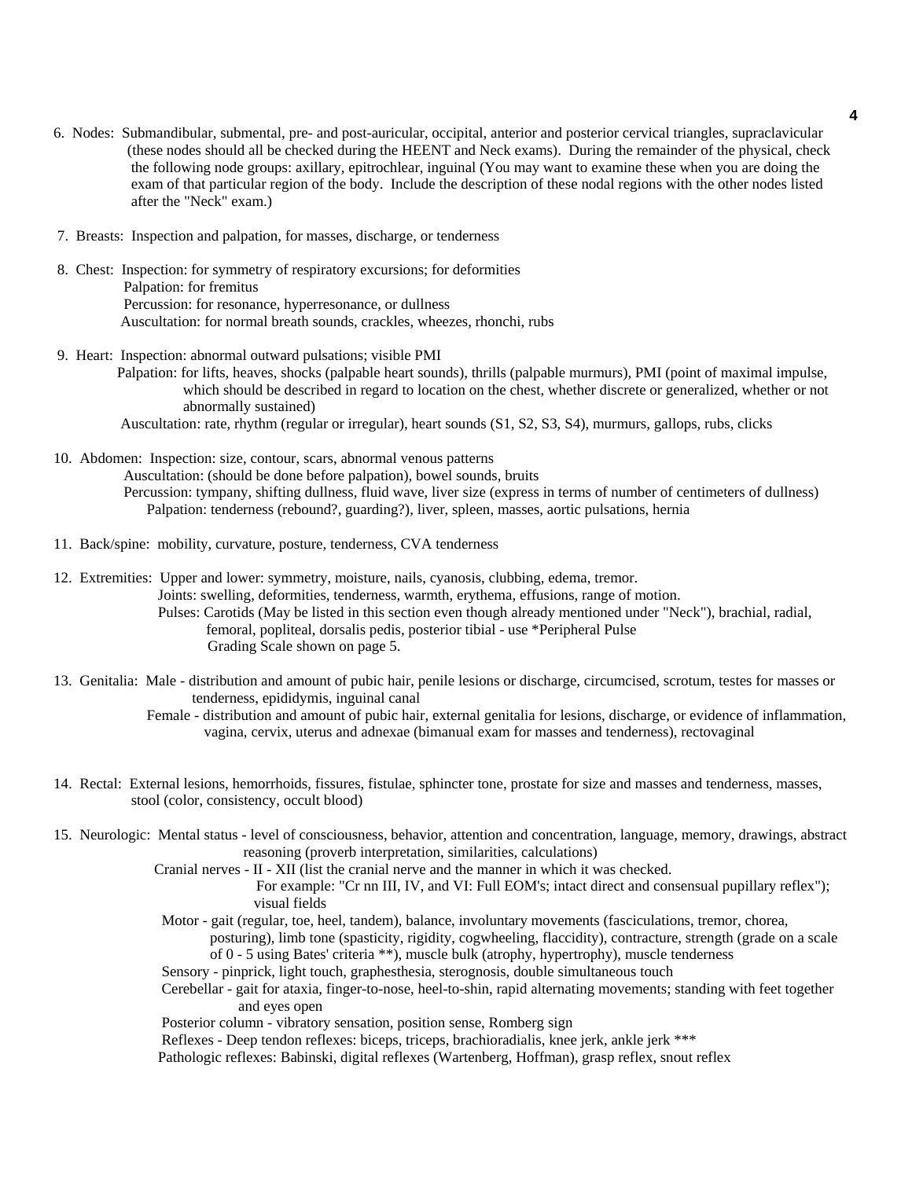6. Nodes: Submandibular, submental, pre- and post-auricular, occipital, anterior and posterior cervical triangles, supraclavicular (these nodes should all be checked during the HEENT and Neck exams). During the remainder of the physical, check the following node groups: axillary, epitrochlear, inguinal (You may want to examine these when you are doing the exam of that particular region of the body. Include the description of these nodal regions with the other nodes listed after the "Neck" exam.)

7. Breasts: Inspection and palpation, for masses, discharge, or tenderness

8. Chest: Inspection: for symmetry of respiratory excursions; for deformities
   Palpation: for fremitus
   Percussion: for resonance, hyperresonance, or dullness
   Auscultation: for normal breath sounds, crackles, wheezes, rhonchi, rubs

9. Heart: Inspection: abnormal outward pulsations; visible PMI
   Palpation: for lifts, heaves, shocks (palpable heart sounds), thrills (palpable murmurs), PMI (point of maximal impulse, which should be described in regard to location on the chest, whether discrete or generalized, whether or not abnormally sustained)
   Auscultation: rate, rhythm (regular or irregular), heart sounds (S1, S2, S3, S4), murmurs, gallops, rubs, clicks

10. Abdomen: Inspection: size, contour, scars, abnormal venous patterns
    Auscultation: (should be done before palpation), bowel sounds, bruits
    Percussion: tympany, shifting dullness, fluid wave, liver size (express in terms of number of centimeters of dullness)
    Palpation: tenderness (rebound?, guarding?), liver, spleen, masses, aortic pulsations, hernia

11. Back/spine: mobility, curvature, posture, tenderness, CVA tenderness

12. Extremities: Upper and lower: symmetry, moisture, nails, cyanosis, clubbing, edema, tremor.
    Joints: swelling, deformities, tenderness, warmth, erythema, effusions, range of motion.
    Pulses: Carotids (May be listed in this section even though already mentioned under "Neck"), brachial, radial, femoral, popliteal, dorsalis pedis, posterior tibial - use *Peripheral Pulse Grading Scale shown on page 5.

13. Genitalia: Male - distribution and amount of pubic hair, penile lesions or discharge, circumcised, scrotum, testes for masses or tenderness, epididymis, inguinal canal
    Female - distribution and amount of pubic hair, external genitalia for lesions, discharge, or evidence of inflammation, vagina, cervix, uterus and adnexae (bimanual exam for masses and tenderness), rectovaginal

14. Rectal: External lesions, hemorrhoids, fissures, fistulae, sphincter tone, prostate for size and masses and tenderness, masses, stool (color, consistency, occult blood)

15. Neurologic: Mental status - level of consciousness, behavior, attention and concentration, language, memory, drawings, abstract reasoning (proverb interpretation, similarities, calculations)
    Cranial nerves - II - XII (list the cranial nerve and the manner in which it was checked. For example: "Cr nn III, IV, and VI: Full EOM's; intact direct and consensual pupillary reflex"); visual fields
    Motor - gait (regular, toe, heel, tandem), balance, involuntary movements (fasciculations, tremor, chorea, posturing), limb tone (spasticity, rigidity, cogwheeling, flaccidity), contracture, strength (grade on a scale of 0 - 5 using Bates' criteria **), muscle bulk (atrophy, hypertrophy), muscle tenderness
    Sensory - pinprick, light touch, graphesthesia, sterognosis, double simultaneous touch
    Cerebellar - gait for ataxia, finger-to-nose, heel-to-shin, rapid alternating movements; standing with feet together and eyes open
    Posterior column - vibratory sensation, position sense, Romberg sign
    Reflexes - Deep tendon reflexes: biceps, triceps, brachioradialis, knee jerk, ankle jerk ***
    Pathologic reflexes: Babinski, digital reflexes (Wartenberg, Hoffman), grasp reflex, snout reflex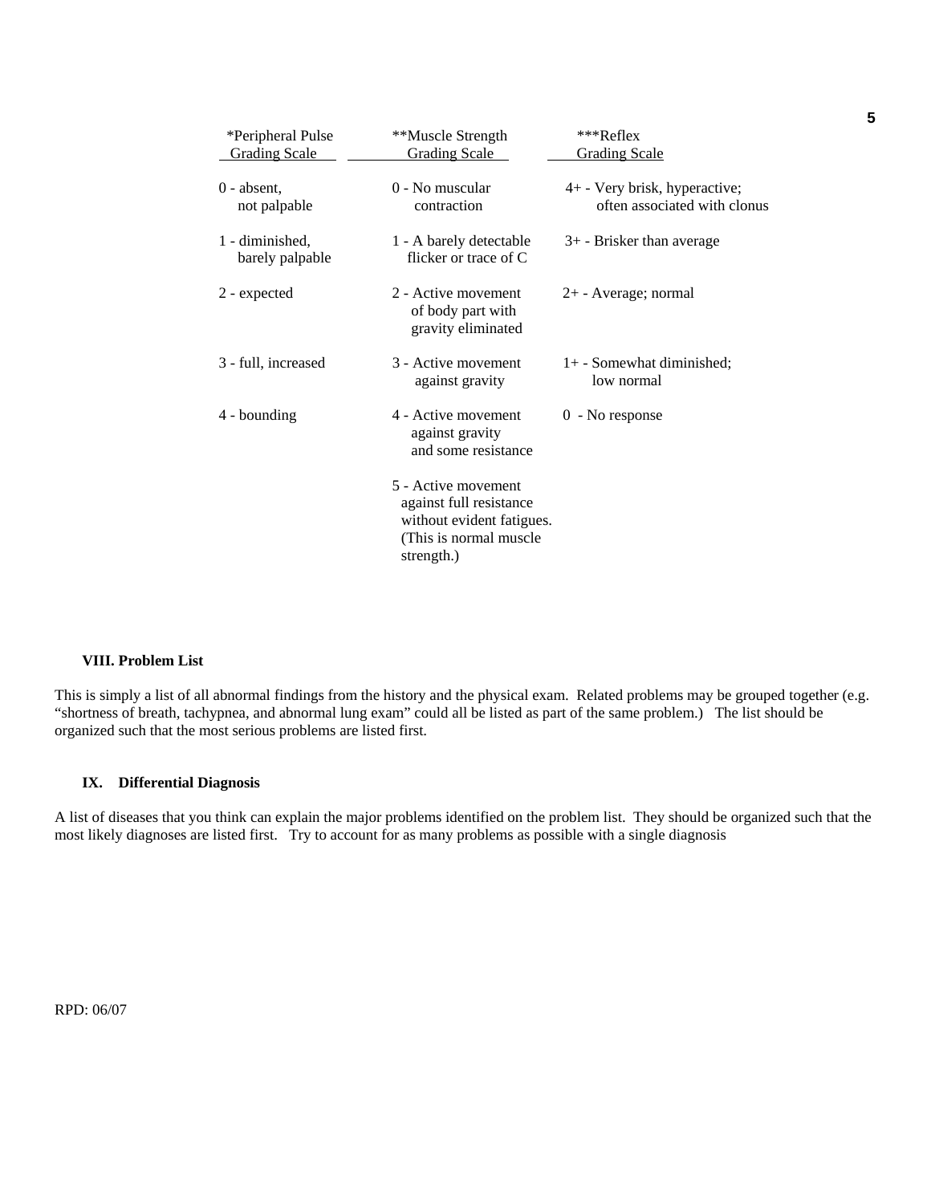| *Peripheral Pulse Grading Scale | **Muscle Strength Grading Scale | ***Reflex Grading Scale |
|---|---|---|
| 0 - absent, not palpable | 0 - No muscular contraction | 4+ - Very brisk, hyperactive; often associated with clonus |
| 1 - diminished, barely palpable | 1 - A barely detectable flicker or trace of C | 3+ - Brisker than average |
| 2 - expected | 2 - Active movement of body part with gravity eliminated | 2+ - Average; normal |
| 3 - full, increased | 3 - Active movement against gravity | 1+ - Somewhat diminished; low normal |
| 4 - bounding | 4 - Active movement against gravity and some resistance | 0 - No response |
| | 5 - Active movement against full resistance without evident fatigues. (This is normal muscle strength.) | |

### VIII. Problem List

This is simply a list of all abnormal findings from the history and the physical exam. Related problems may be grouped together (e.g. "shortness of breath, tachypnea, and abnormal lung exam" could all be listed as part of the same problem.) The list should be organized such that the most serious problems are listed first.

### IX. Differential Diagnosis

A list of diseases that you think can explain the major problems identified on the problem list. They should be organized such that the most likely diagnoses are listed first. Try to account for as many problems as possible with a single diagnosis

RPD: 06/07